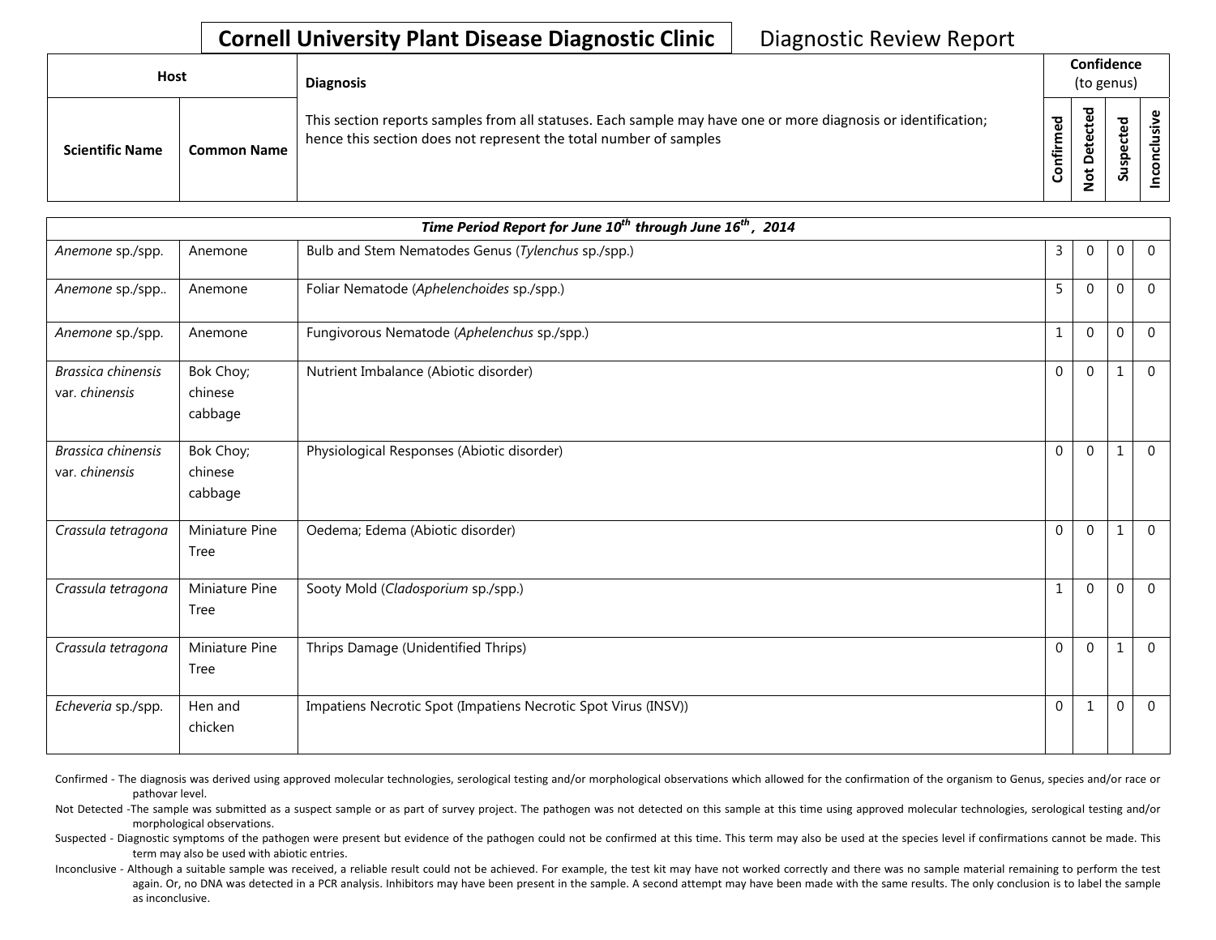# Cornell University Plant Disease Diagnostic Clinic

Diagnostic Review Report

| Host | | Diagnosis | Confidence (to genus) | | | |
|---|---|---|---|---|---|---|
| Scientific Name | Common Name | This section reports samples from all statuses. Each sample may have one or more diagnosis or identification; hence this section does not represent the total number of samples | Confirmed | Not Detected | Suspected | Inconclusive |
| ***Time Period Report for June 10th through June 16th, 2014*** | | | | | | |
| *Anemone* sp./spp. | Anemone | Bulb and Stem Nematodes Genus (*Tylenchus* sp./spp.) | 3 | 0 | 0 | 0 |
| *Anemone* sp./spp.. | Anemone | Foliar Nematode (*Aphelenchoides* sp./spp.) | 5 | 0 | 0 | 0 |
| *Anemone* sp./spp. | Anemone | Fungivorous Nematode (*Aphelenchus* sp./spp.) | 1 | 0 | 0 | 0 |
| *Brassica chinensis* var. *chinensis* | Bok Choy; chinese cabbage | Nutrient Imbalance (Abiotic disorder) | 0 | 0 | 1 | 0 |
| *Brassica chinensis* var. *chinensis* | Bok Choy; chinese cabbage | Physiological Responses (Abiotic disorder) | 0 | 0 | 1 | 0 |
| *Crassula tetragona* | Miniature Pine Tree | Oedema; Edema (Abiotic disorder) | 0 | 0 | 1 | 0 |
| *Crassula tetragona* | Miniature Pine Tree | Sooty Mold (*Cladosporium* sp./spp.) | 1 | 0 | 0 | 0 |
| *Crassula tetragona* | Miniature Pine Tree | Thrips Damage (Unidentified Thrips) | 0 | 0 | 1 | 0 |
| *Echeveria* sp./spp. | Hen and chicken | Impatiens Necrotic Spot (Impatiens Necrotic Spot Virus (INSV)) | 0 | 1 | 0 | 0 |

Confirmed - The diagnosis was derived using approved molecular technologies, serological testing and/or morphological observations which allowed for the confirmation of the organism to Genus, species and/or race or pathovar level.

Not Detected -The sample was submitted as a suspect sample or as part of survey project. The pathogen was not detected on this sample at this time using approved molecular technologies, serological testing and/or morphological observations.

Suspected - Diagnostic symptoms of the pathogen were present but evidence of the pathogen could not be confirmed at this time. This term may also be used at the species level if confirmations cannot be made. This term may also be used with abiotic entries.

Inconclusive - Although a suitable sample was received, a reliable result could not be achieved. For example, the test kit may have not worked correctly and there was no sample material remaining to perform the test again. Or, no DNA was detected in a PCR analysis. Inhibitors may have been present in the sample. A second attempt may have been made with the same results. The only conclusion is to label the sample as inconclusive.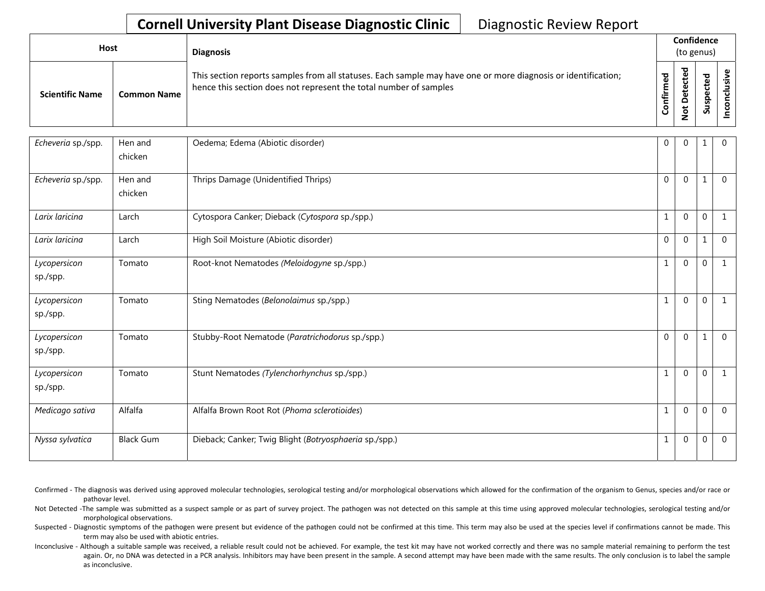**Cornell University Plant Disease Diagnostic Clinic** Diagnostic Review Report

| Host | | Diagnosis | Confidence (to genus) | | | |
|---|---|---|---|---|---|---|
| Scientific Name | Common Name | This section reports samples from all statuses. Each sample may have one or more diagnosis or identification; hence this section does not represent the total number of samples | Confirmed | Not Detected | Suspected | Inconclusive |
| *Echeveria* sp./spp. | Hen and chicken | Oedema; Edema (Abiotic disorder) | 0 | 0 | 1 | 0 |
| *Echeveria* sp./spp. | Hen and chicken | Thrips Damage (Unidentified Thrips) | 0 | 0 | 1 | 0 |
| *Larix laricina* | Larch | Cytospora Canker; Dieback (*Cytospora* sp./spp.) | 1 | 0 | 0 | 1 |
| *Larix laricina* | Larch | High Soil Moisture (Abiotic disorder) | 0 | 0 | 1 | 0 |
| *Lycopersicon* sp./spp. | Tomato | Root-knot Nematodes *(Meloidogyne* sp./spp.) | 1 | 0 | 0 | 1 |
| *Lycopersicon* sp./spp. | Tomato | Sting Nematodes (*Belonolaimus* sp./spp.) | 1 | 0 | 0 | 1 |
| *Lycopersicon* sp./spp. | Tomato | Stubby-Root Nematode (*Paratrichodorus* sp./spp.) | 0 | 0 | 1 | 0 |
| *Lycopersicon* sp./spp. | Tomato | Stunt Nematodes *(Tylenchorhynchus* sp./spp.) | 1 | 0 | 0 | 1 |
| *Medicago sativa* | Alfalfa | Alfalfa Brown Root Rot (*Phoma sclerotioides*) | 1 | 0 | 0 | 0 |
| *Nyssa sylvatica* | Black Gum | Dieback; Canker; Twig Blight (*Botryosphaeria* sp./spp.) | 1 | 0 | 0 | 0 |

Confirmed - The diagnosis was derived using approved molecular technologies, serological testing and/or morphological observations which allowed for the confirmation of the organism to Genus, species and/or race or pathovar level.

Not Detected -The sample was submitted as a suspect sample or as part of survey project. The pathogen was not detected on this sample at this time using approved molecular technologies, serological testing and/or morphological observations.

Suspected - Diagnostic symptoms of the pathogen were present but evidence of the pathogen could not be confirmed at this time. This term may also be used at the species level if confirmations cannot be made. This term may also be used with abiotic entries.

Inconclusive - Although a suitable sample was received, a reliable result could not be achieved. For example, the test kit may have not worked correctly and there was no sample material remaining to perform the test again. Or, no DNA was detected in a PCR analysis. Inhibitors may have been present in the sample. A second attempt may have been made with the same results. The only conclusion is to label the sample as inconclusive.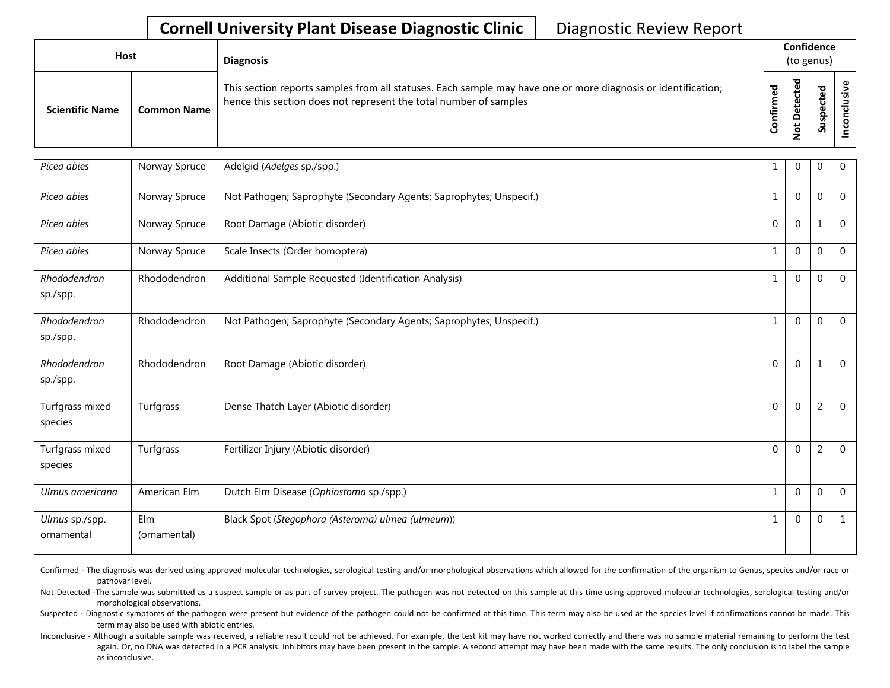| **Cornell University Plant Disease Diagnostic Clinic** | Diagnostic Review Report |
|---|---|

| Host | | Diagnosis | Confidence (to genus) | | | |
|---|---|---|---|---|---|---|
| **Scientific Name** | **Common Name** | This section reports samples from all statuses. Each sample may have one or more diagnosis or identification; hence this section does not represent the total number of samples | **Confirmed** | **Not Detected** | **Suspected** | **Inconclusive** |
| *Picea abies* | Norway Spruce | Adelgid (*Adelges* sp./spp.) | 1 | 0 | 0 | 0 |
| *Picea abies* | Norway Spruce | Not Pathogen; Saprophyte (Secondary Agents; Saprophytes; Unspecif.) | 1 | 0 | 0 | 0 |
| *Picea abies* | Norway Spruce | Root Damage (Abiotic disorder) | 0 | 0 | 1 | 0 |
| *Picea abies* | Norway Spruce | Scale Insects (Order homoptera) | 1 | 0 | 0 | 0 |
| *Rhododendron* sp./spp. | Rhododendron | Additional Sample Requested (Identification Analysis) | 1 | 0 | 0 | 0 |
| *Rhododendron* sp./spp. | Rhododendron | Not Pathogen; Saprophyte (Secondary Agents; Saprophytes; Unspecif.) | 1 | 0 | 0 | 0 |
| *Rhododendron* sp./spp. | Rhododendron | Root Damage (Abiotic disorder) | 0 | 0 | 1 | 0 |
| Turfgrass mixed species | Turfgrass | Dense Thatch Layer (Abiotic disorder) | 0 | 0 | 2 | 0 |
| Turfgrass mixed species | Turfgrass | Fertilizer Injury (Abiotic disorder) | 0 | 0 | 2 | 0 |
| *Ulmus americana* | American Elm | Dutch Elm Disease (*Ophiostoma* sp./spp.) | 1 | 0 | 0 | 0 |
| *Ulmus* sp./spp. ornamental | Elm (ornamental) | Black Spot (*Stegophora (Asteroma) ulmea (ulmeum)*) | 1 | 0 | 0 | 1 |

Confirmed - The diagnosis was derived using approved molecular technologies, serological testing and/or morphological observations which allowed for the confirmation of the organism to Genus, species and/or race or pathovar level.

Not Detected -The sample was submitted as a suspect sample or as part of survey project. The pathogen was not detected on this sample at this time using approved molecular technologies, serological testing and/or morphological observations.

Suspected - Diagnostic symptoms of the pathogen were present but evidence of the pathogen could not be confirmed at this time. This term may also be used at the species level if confirmations cannot be made. This term may also be used with abiotic entries.

Inconclusive - Although a suitable sample was received, a reliable result could not be achieved. For example, the test kit may have not worked correctly and there was no sample material remaining to perform the test again. Or, no DNA was detected in a PCR analysis. Inhibitors may have been present in the sample. A second attempt may have been made with the same results. The only conclusion is to label the sample as inconclusive.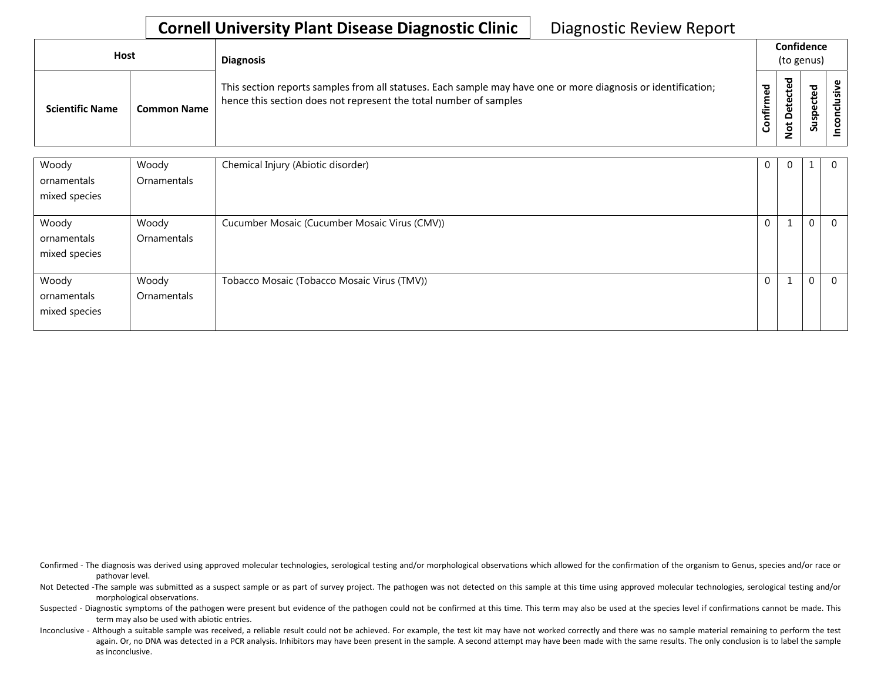**Cornell University Plant Disease Diagnostic Clinic** Diagnostic Review Report

| Host | | Diagnosis | Confidence (to genus) | | | |
|---|---|---|---|---|---|---|
| Scientific Name | Common Name | This section reports samples from all statuses. Each sample may have one or more diagnosis or identification; hence this section does not represent the total number of samples | Confirmed | Not Detected | Suspected | Inconclusive |
| Woody ornamentals mixed species | Woody Ornamentals | Chemical Injury (Abiotic disorder) | 0 | 0 | 1 | 0 |
| Woody ornamentals mixed species | Woody Ornamentals | Cucumber Mosaic (Cucumber Mosaic Virus (CMV)) | 0 | 1 | 0 | 0 |
| Woody ornamentals mixed species | Woody Ornamentals | Tobacco Mosaic (Tobacco Mosaic Virus (TMV)) | 0 | 1 | 0 | 0 |

Confirmed - The diagnosis was derived using approved molecular technologies, serological testing and/or morphological observations which allowed for the confirmation of the organism to Genus, species and/or race or pathovar level.

Not Detected -The sample was submitted as a suspect sample or as part of survey project. The pathogen was not detected on this sample at this time using approved molecular technologies, serological testing and/or morphological observations.

Suspected - Diagnostic symptoms of the pathogen were present but evidence of the pathogen could not be confirmed at this time. This term may also be used at the species level if confirmations cannot be made. This term may also be used with abiotic entries.

Inconclusive - Although a suitable sample was received, a reliable result could not be achieved. For example, the test kit may have not worked correctly and there was no sample material remaining to perform the test again. Or, no DNA was detected in a PCR analysis. Inhibitors may have been present in the sample. A second attempt may have been made with the same results. The only conclusion is to label the sample as inconclusive.